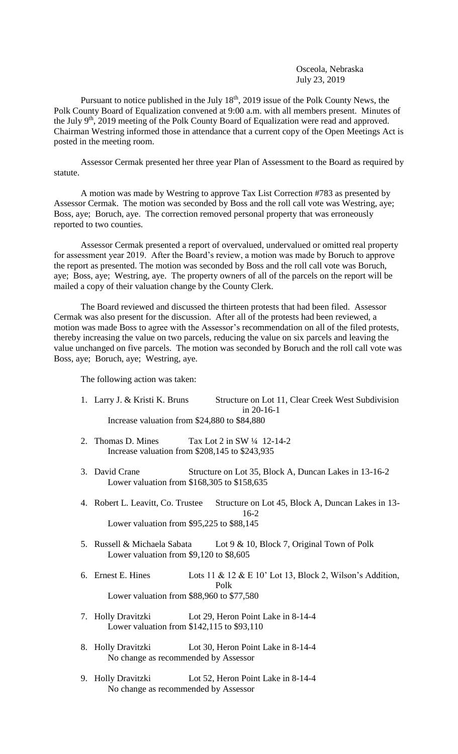Osceola, Nebraska
July 23, 2019

Pursuant to notice published in the July 18th, 2019 issue of the Polk County News, the Polk County Board of Equalization convened at 9:00 a.m. with all members present. Minutes of the July 9th, 2019 meeting of the Polk County Board of Equalization were read and approved. Chairman Westring informed those in attendance that a current copy of the Open Meetings Act is posted in the meeting room.

Assessor Cermak presented her three year Plan of Assessment to the Board as required by statute.

A motion was made by Westring to approve Tax List Correction #783 as presented by Assessor Cermak. The motion was seconded by Boss and the roll call vote was Westring, aye; Boss, aye; Boruch, aye. The correction removed personal property that was erroneously reported to two counties.

Assessor Cermak presented a report of overvalued, undervalued or omitted real property for assessment year 2019. After the Board's review, a motion was made by Boruch to approve the report as presented. The motion was seconded by Boss and the roll call vote was Boruch, aye; Boss, aye; Westring, aye. The property owners of all of the parcels on the report will be mailed a copy of their valuation change by the County Clerk.

The Board reviewed and discussed the thirteen protests that had been filed. Assessor Cermak was also present for the discussion. After all of the protests had been reviewed, a motion was made Boss to agree with the Assessor's recommendation on all of the filed protests, thereby increasing the value on two parcels, reducing the value on six parcels and leaving the value unchanged on five parcels. The motion was seconded by Boruch and the roll call vote was Boss, aye; Boruch, aye; Westring, aye.

The following action was taken:

1. Larry J. & Kristi K. Bruns — Structure on Lot 11, Clear Creek West Subdivision in 20-16-1
   Increase valuation from $24,880 to $84,880

2. Thomas D. Mines — Tax Lot 2 in SW ¼ 12-14-2
   Increase valuation from $208,145 to $243,935

3. David Crane — Structure on Lot 35, Block A, Duncan Lakes in 13-16-2
   Lower valuation from $168,305 to $158,635

4. Robert L. Leavitt, Co. Trustee — Structure on Lot 45, Block A, Duncan Lakes in 13-16-2
   Lower valuation from $95,225 to $88,145

5. Russell & Michaela Sabata — Lot 9 & 10, Block 7, Original Town of Polk
   Lower valuation from $9,120 to $8,605

6. Ernest E. Hines — Lots 11 & 12 & E 10' Lot 13, Block 2, Wilson's Addition, Polk
   Lower valuation from $88,960 to $77,580

7. Holly Dravitzki — Lot 29, Heron Point Lake in 8-14-4
   Lower valuation from $142,115 to $93,110

8. Holly Dravitzki — Lot 30, Heron Point Lake in 8-14-4
   No change as recommended by Assessor

9. Holly Dravitzki — Lot 52, Heron Point Lake in 8-14-4
   No change as recommended by Assessor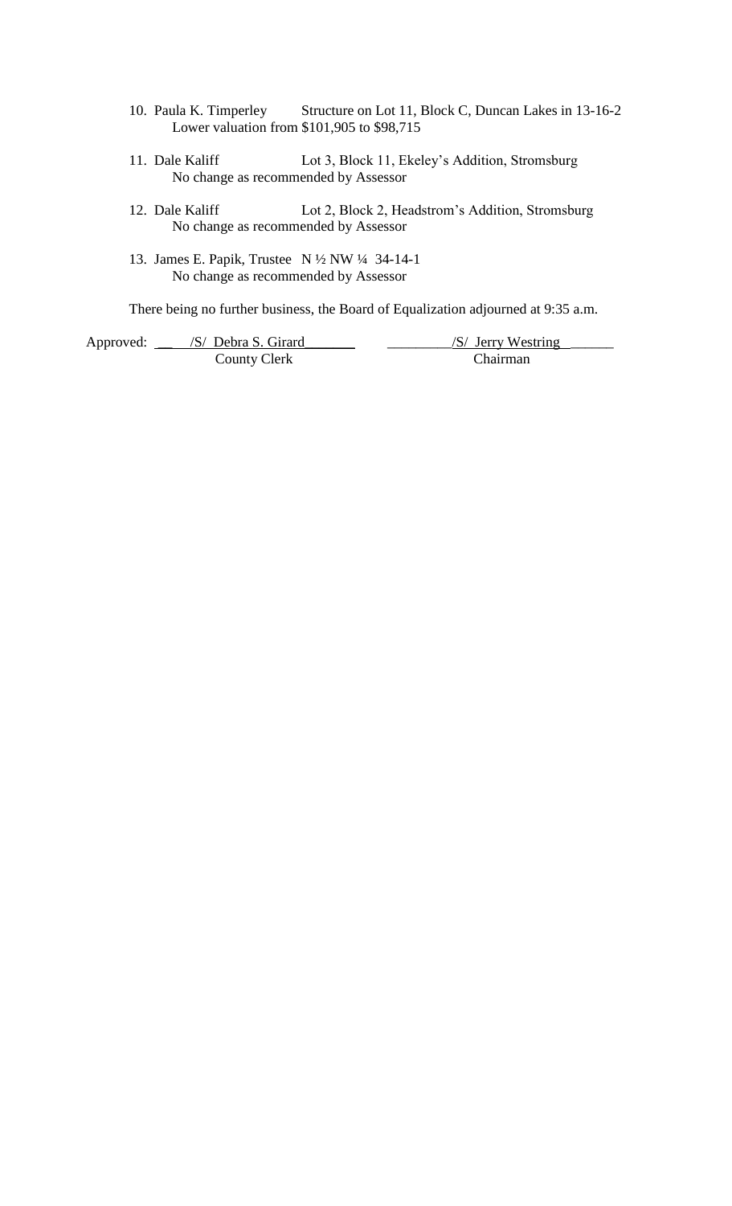10. Paula K. Timperley Structure on Lot 11, Block C, Duncan Lakes in 13-16-2
    Lower valuation from $101,905 to $98,715

11. Dale Kaliff Lot 3, Block 11, Ekeley's Addition, Stromsburg
    No change as recommended by Assessor

12. Dale Kaliff Lot 2, Block 2, Headstrom's Addition, Stromsburg
    No change as recommended by Assessor

13. James E. Papik, Trustee N ½ NW ¼ 34-14-1
    No change as recommended by Assessor

There being no further business, the Board of Equalization adjourned at 9:35 a.m.

Approved: /S/ Debra S. Girard
County Clerk

/S/ Jerry Westring
Chairman